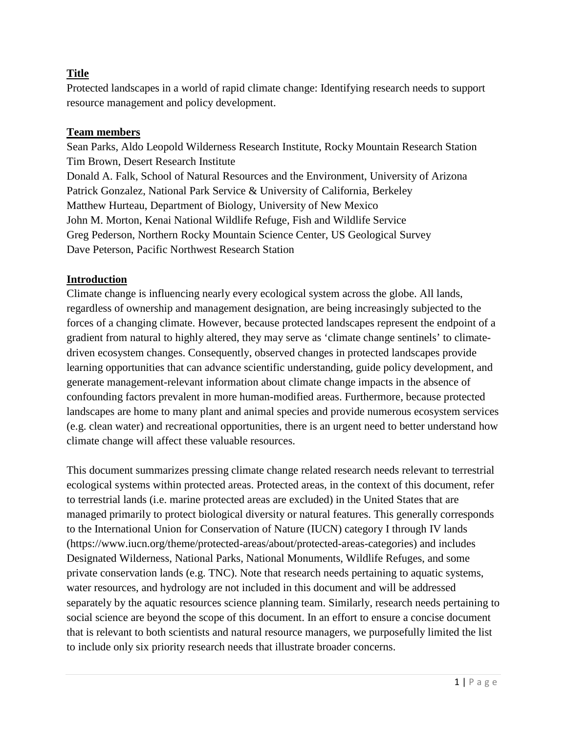## Title

Protected landscapes in a world of rapid climate change: Identifying research needs to support resource management and policy development.

## Team members

Sean Parks, Aldo Leopold Wilderness Research Institute, Rocky Mountain Research Station
Tim Brown, Desert Research Institute
Donald A. Falk, School of Natural Resources and the Environment, University of Arizona
Patrick Gonzalez, National Park Service & University of California, Berkeley
Matthew Hurteau, Department of Biology, University of New Mexico
John M. Morton, Kenai National Wildlife Refuge, Fish and Wildlife Service
Greg Pederson, Northern Rocky Mountain Science Center, US Geological Survey
Dave Peterson, Pacific Northwest Research Station

## Introduction

Climate change is influencing nearly every ecological system across the globe. All lands, regardless of ownership and management designation, are being increasingly subjected to the forces of a changing climate. However, because protected landscapes represent the endpoint of a gradient from natural to highly altered, they may serve as 'climate change sentinels' to climate-driven ecosystem changes. Consequently, observed changes in protected landscapes provide learning opportunities that can advance scientific understanding, guide policy development, and generate management-relevant information about climate change impacts in the absence of confounding factors prevalent in more human-modified areas. Furthermore, because protected landscapes are home to many plant and animal species and provide numerous ecosystem services (e.g. clean water) and recreational opportunities, there is an urgent need to better understand how climate change will affect these valuable resources.

This document summarizes pressing climate change related research needs relevant to terrestrial ecological systems within protected areas. Protected areas, in the context of this document, refer to terrestrial lands (i.e. marine protected areas are excluded) in the United States that are managed primarily to protect biological diversity or natural features. This generally corresponds to the International Union for Conservation of Nature (IUCN) category I through IV lands (https://www.iucn.org/theme/protected-areas/about/protected-areas-categories) and includes Designated Wilderness, National Parks, National Monuments, Wildlife Refuges, and some private conservation lands (e.g. TNC). Note that research needs pertaining to aquatic systems, water resources, and hydrology are not included in this document and will be addressed separately by the aquatic resources science planning team. Similarly, research needs pertaining to social science are beyond the scope of this document. In an effort to ensure a concise document that is relevant to both scientists and natural resource managers, we purposefully limited the list to include only six priority research needs that illustrate broader concerns.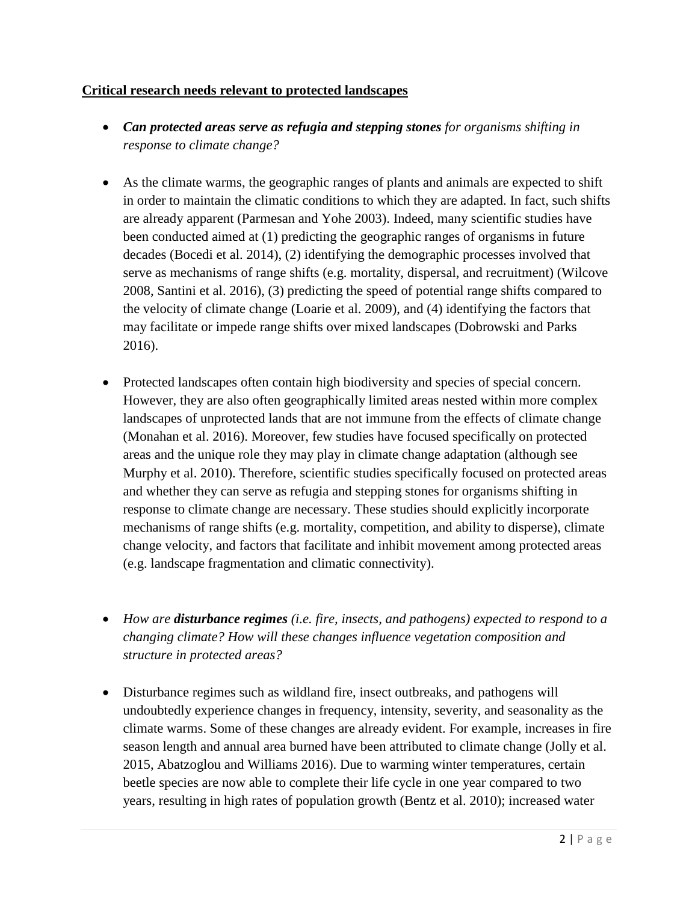**Critical research needs relevant to protected landscapes**

- ***Can protected areas serve as refugia and stepping stones*** *for organisms shifting in response to climate change?*

- As the climate warms, the geographic ranges of plants and animals are expected to shift in order to maintain the climatic conditions to which they are adapted. In fact, such shifts are already apparent (Parmesan and Yohe 2003). Indeed, many scientific studies have been conducted aimed at (1) predicting the geographic ranges of organisms in future decades (Bocedi et al. 2014), (2) identifying the demographic processes involved that serve as mechanisms of range shifts (e.g. mortality, dispersal, and recruitment) (Wilcove 2008, Santini et al. 2016), (3) predicting the speed of potential range shifts compared to the velocity of climate change (Loarie et al. 2009), and (4) identifying the factors that may facilitate or impede range shifts over mixed landscapes (Dobrowski and Parks 2016).

- Protected landscapes often contain high biodiversity and species of special concern. However, they are also often geographically limited areas nested within more complex landscapes of unprotected lands that are not immune from the effects of climate change (Monahan et al. 2016). Moreover, few studies have focused specifically on protected areas and the unique role they may play in climate change adaptation (although see Murphy et al. 2010). Therefore, scientific studies specifically focused on protected areas and whether they can serve as refugia and stepping stones for organisms shifting in response to climate change are necessary. These studies should explicitly incorporate mechanisms of range shifts (e.g. mortality, competition, and ability to disperse), climate change velocity, and factors that facilitate and inhibit movement among protected areas (e.g. landscape fragmentation and climatic connectivity).

- *How are **disturbance regimes** (i.e. fire, insects, and pathogens) expected to respond to a changing climate? How will these changes influence vegetation composition and structure in protected areas?*

- Disturbance regimes such as wildland fire, insect outbreaks, and pathogens will undoubtedly experience changes in frequency, intensity, severity, and seasonality as the climate warms. Some of these changes are already evident. For example, increases in fire season length and annual area burned have been attributed to climate change (Jolly et al. 2015, Abatzoglou and Williams 2016). Due to warming winter temperatures, certain beetle species are now able to complete their life cycle in one year compared to two years, resulting in high rates of population growth (Bentz et al. 2010); increased water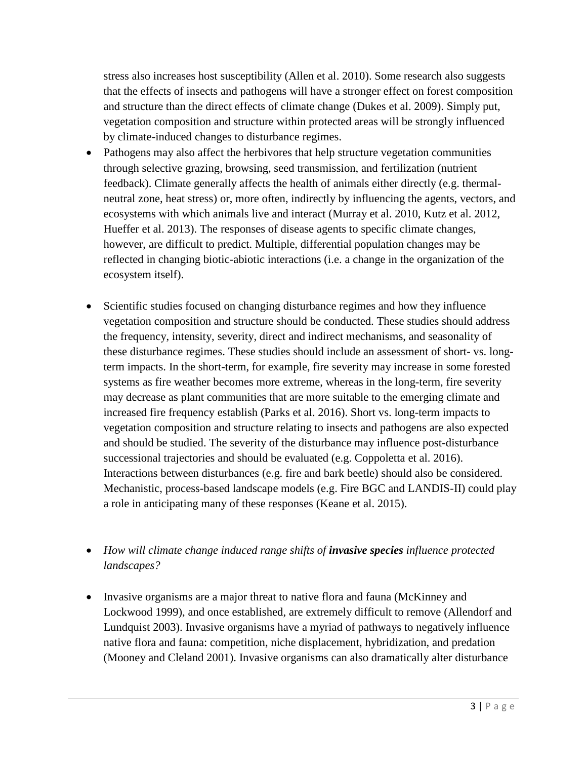stress also increases host susceptibility (Allen et al. 2010). Some research also suggests that the effects of insects and pathogens will have a stronger effect on forest composition and structure than the direct effects of climate change (Dukes et al. 2009). Simply put, vegetation composition and structure within protected areas will be strongly influenced by climate-induced changes to disturbance regimes.

- Pathogens may also affect the herbivores that help structure vegetation communities through selective grazing, browsing, seed transmission, and fertilization (nutrient feedback). Climate generally affects the health of animals either directly (e.g. thermal-neutral zone, heat stress) or, more often, indirectly by influencing the agents, vectors, and ecosystems with which animals live and interact (Murray et al. 2010, Kutz et al. 2012, Hueffer et al. 2013). The responses of disease agents to specific climate changes, however, are difficult to predict. Multiple, differential population changes may be reflected in changing biotic-abiotic interactions (i.e. a change in the organization of the ecosystem itself).

- Scientific studies focused on changing disturbance regimes and how they influence vegetation composition and structure should be conducted. These studies should address the frequency, intensity, severity, direct and indirect mechanisms, and seasonality of these disturbance regimes. These studies should include an assessment of short- vs. long-term impacts. In the short-term, for example, fire severity may increase in some forested systems as fire weather becomes more extreme, whereas in the long-term, fire severity may decrease as plant communities that are more suitable to the emerging climate and increased fire frequency establish (Parks et al. 2016). Short vs. long-term impacts to vegetation composition and structure relating to insects and pathogens are also expected and should be studied. The severity of the disturbance may influence post-disturbance successional trajectories and should be evaluated (e.g. Coppoletta et al. 2016). Interactions between disturbances (e.g. fire and bark beetle) should also be considered. Mechanistic, process-based landscape models (e.g. Fire BGC and LANDIS-II) could play a role in anticipating many of these responses (Keane et al. 2015).

- *How will climate change induced range shifts of **invasive species** influence protected landscapes?*

- Invasive organisms are a major threat to native flora and fauna (McKinney and Lockwood 1999), and once established, are extremely difficult to remove (Allendorf and Lundquist 2003). Invasive organisms have a myriad of pathways to negatively influence native flora and fauna: competition, niche displacement, hybridization, and predation (Mooney and Cleland 2001). Invasive organisms can also dramatically alter disturbance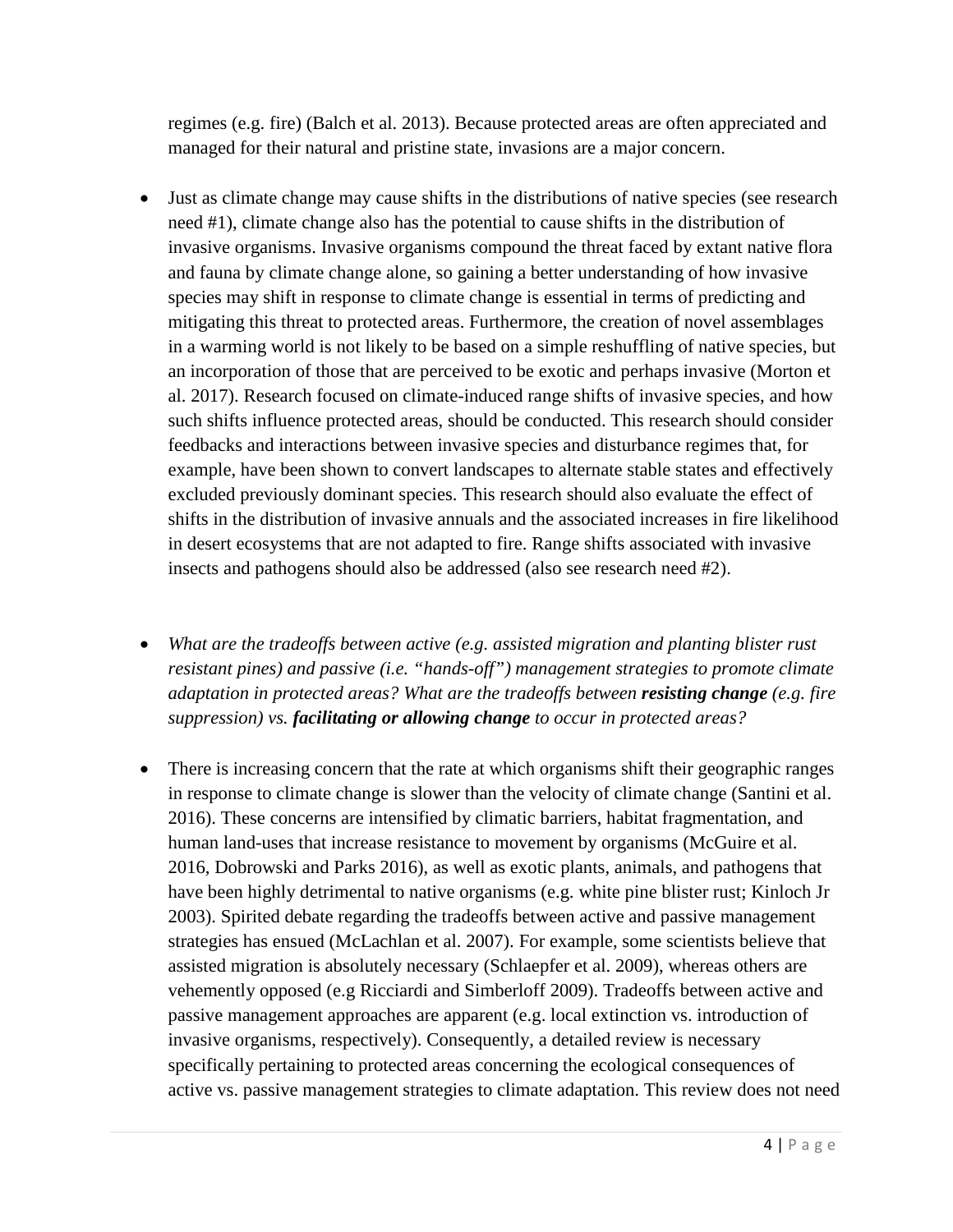regimes (e.g. fire) (Balch et al. 2013). Because protected areas are often appreciated and managed for their natural and pristine state, invasions are a major concern.

- Just as climate change may cause shifts in the distributions of native species (see research need #1), climate change also has the potential to cause shifts in the distribution of invasive organisms. Invasive organisms compound the threat faced by extant native flora and fauna by climate change alone, so gaining a better understanding of how invasive species may shift in response to climate change is essential in terms of predicting and mitigating this threat to protected areas. Furthermore, the creation of novel assemblages in a warming world is not likely to be based on a simple reshuffling of native species, but an incorporation of those that are perceived to be exotic and perhaps invasive (Morton et al. 2017). Research focused on climate-induced range shifts of invasive species, and how such shifts influence protected areas, should be conducted. This research should consider feedbacks and interactions between invasive species and disturbance regimes that, for example, have been shown to convert landscapes to alternate stable states and effectively excluded previously dominant species. This research should also evaluate the effect of shifts in the distribution of invasive annuals and the associated increases in fire likelihood in desert ecosystems that are not adapted to fire. Range shifts associated with invasive insects and pathogens should also be addressed (also see research need #2).

- *What are the tradeoffs between active (e.g. assisted migration and planting blister rust resistant pines) and passive (i.e. "hands-off") management strategies to promote climate adaptation in protected areas? What are the tradeoffs between **resisting change** (e.g. fire suppression) vs. **facilitating or allowing change** to occur in protected areas?*

- There is increasing concern that the rate at which organisms shift their geographic ranges in response to climate change is slower than the velocity of climate change (Santini et al. 2016). These concerns are intensified by climatic barriers, habitat fragmentation, and human land-uses that increase resistance to movement by organisms (McGuire et al. 2016, Dobrowski and Parks 2016), as well as exotic plants, animals, and pathogens that have been highly detrimental to native organisms (e.g. white pine blister rust; Kinloch Jr 2003). Spirited debate regarding the tradeoffs between active and passive management strategies has ensued (McLachlan et al. 2007). For example, some scientists believe that assisted migration is absolutely necessary (Schlaepfer et al. 2009), whereas others are vehemently opposed (e.g Ricciardi and Simberloff 2009). Tradeoffs between active and passive management approaches are apparent (e.g. local extinction vs. introduction of invasive organisms, respectively). Consequently, a detailed review is necessary specifically pertaining to protected areas concerning the ecological consequences of active vs. passive management strategies to climate adaptation. This review does not need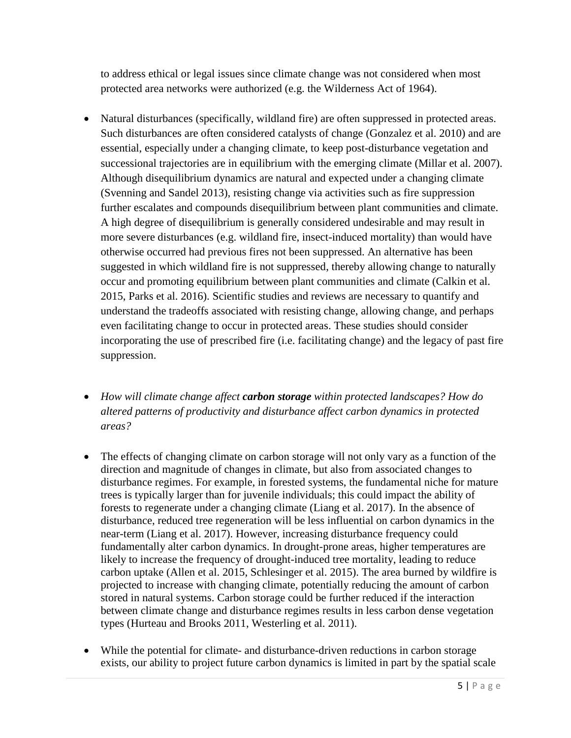to address ethical or legal issues since climate change was not considered when most protected area networks were authorized (e.g. the Wilderness Act of 1964).

- Natural disturbances (specifically, wildland fire) are often suppressed in protected areas. Such disturbances are often considered catalysts of change (Gonzalez et al. 2010) and are essential, especially under a changing climate, to keep post-disturbance vegetation and successional trajectories are in equilibrium with the emerging climate (Millar et al. 2007). Although disequilibrium dynamics are natural and expected under a changing climate (Svenning and Sandel 2013), resisting change via activities such as fire suppression further escalates and compounds disequilibrium between plant communities and climate. A high degree of disequilibrium is generally considered undesirable and may result in more severe disturbances (e.g. wildland fire, insect-induced mortality) than would have otherwise occurred had previous fires not been suppressed. An alternative has been suggested in which wildland fire is not suppressed, thereby allowing change to naturally occur and promoting equilibrium between plant communities and climate (Calkin et al. 2015, Parks et al. 2016). Scientific studies and reviews are necessary to quantify and understand the tradeoffs associated with resisting change, allowing change, and perhaps even facilitating change to occur in protected areas. These studies should consider incorporating the use of prescribed fire (i.e. facilitating change) and the legacy of past fire suppression.

- *How will climate change affect **carbon storage** within protected landscapes? How do altered patterns of productivity and disturbance affect carbon dynamics in protected areas?*

- The effects of changing climate on carbon storage will not only vary as a function of the direction and magnitude of changes in climate, but also from associated changes to disturbance regimes. For example, in forested systems, the fundamental niche for mature trees is typically larger than for juvenile individuals; this could impact the ability of forests to regenerate under a changing climate (Liang et al. 2017). In the absence of disturbance, reduced tree regeneration will be less influential on carbon dynamics in the near-term (Liang et al. 2017). However, increasing disturbance frequency could fundamentally alter carbon dynamics. In drought-prone areas, higher temperatures are likely to increase the frequency of drought-induced tree mortality, leading to reduce carbon uptake (Allen et al. 2015, Schlesinger et al. 2015). The area burned by wildfire is projected to increase with changing climate, potentially reducing the amount of carbon stored in natural systems. Carbon storage could be further reduced if the interaction between climate change and disturbance regimes results in less carbon dense vegetation types (Hurteau and Brooks 2011, Westerling et al. 2011).

- While the potential for climate- and disturbance-driven reductions in carbon storage exists, our ability to project future carbon dynamics is limited in part by the spatial scale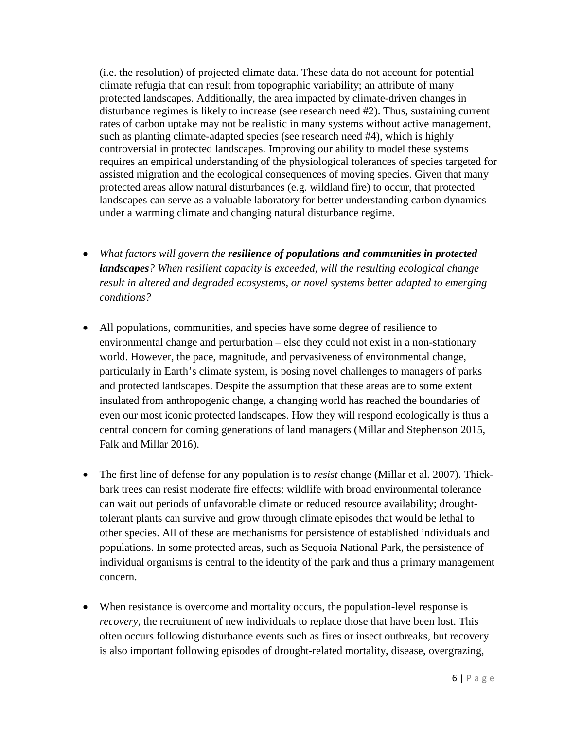(i.e. the resolution) of projected climate data. These data do not account for potential climate refugia that can result from topographic variability; an attribute of many protected landscapes. Additionally, the area impacted by climate-driven changes in disturbance regimes is likely to increase (see research need #2). Thus, sustaining current rates of carbon uptake may not be realistic in many systems without active management, such as planting climate-adapted species (see research need #4), which is highly controversial in protected landscapes. Improving our ability to model these systems requires an empirical understanding of the physiological tolerances of species targeted for assisted migration and the ecological consequences of moving species. Given that many protected areas allow natural disturbances (e.g. wildland fire) to occur, that protected landscapes can serve as a valuable laboratory for better understanding carbon dynamics under a warming climate and changing natural disturbance regime.

- *What factors will govern the* ***resilience of populations and communities in protected landscapes****? When resilient capacity is exceeded, will the resulting ecological change result in altered and degraded ecosystems, or novel systems better adapted to emerging conditions?*

- All populations, communities, and species have some degree of resilience to environmental change and perturbation – else they could not exist in a non-stationary world. However, the pace, magnitude, and pervasiveness of environmental change, particularly in Earth's climate system, is posing novel challenges to managers of parks and protected landscapes. Despite the assumption that these areas are to some extent insulated from anthropogenic change, a changing world has reached the boundaries of even our most iconic protected landscapes. How they will respond ecologically is thus a central concern for coming generations of land managers (Millar and Stephenson 2015, Falk and Millar 2016).

- The first line of defense for any population is to *resist* change (Millar et al. 2007). Thick-bark trees can resist moderate fire effects; wildlife with broad environmental tolerance can wait out periods of unfavorable climate or reduced resource availability; drought-tolerant plants can survive and grow through climate episodes that would be lethal to other species. All of these are mechanisms for persistence of established individuals and populations. In some protected areas, such as Sequoia National Park, the persistence of individual organisms is central to the identity of the park and thus a primary management concern.

- When resistance is overcome and mortality occurs, the population-level response is *recovery*, the recruitment of new individuals to replace those that have been lost. This often occurs following disturbance events such as fires or insect outbreaks, but recovery is also important following episodes of drought-related mortality, disease, overgrazing,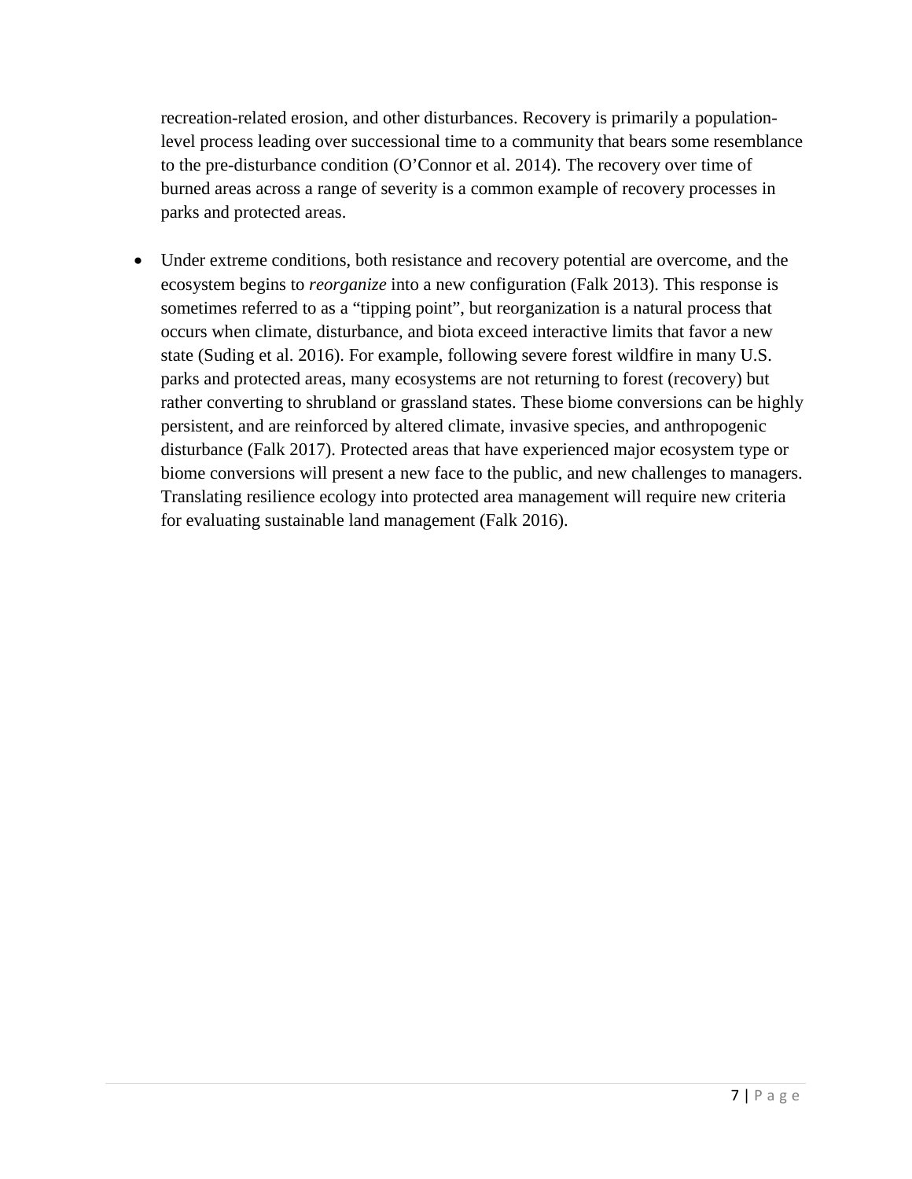recreation-related erosion, and other disturbances. Recovery is primarily a population-level process leading over successional time to a community that bears some resemblance to the pre-disturbance condition (O'Connor et al. 2014). The recovery over time of burned areas across a range of severity is a common example of recovery processes in parks and protected areas.

- Under extreme conditions, both resistance and recovery potential are overcome, and the ecosystem begins to *reorganize* into a new configuration (Falk 2013). This response is sometimes referred to as a "tipping point", but reorganization is a natural process that occurs when climate, disturbance, and biota exceed interactive limits that favor a new state (Suding et al. 2016). For example, following severe forest wildfire in many U.S. parks and protected areas, many ecosystems are not returning to forest (recovery) but rather converting to shrubland or grassland states. These biome conversions can be highly persistent, and are reinforced by altered climate, invasive species, and anthropogenic disturbance (Falk 2017). Protected areas that have experienced major ecosystem type or biome conversions will present a new face to the public, and new challenges to managers. Translating resilience ecology into protected area management will require new criteria for evaluating sustainable land management (Falk 2016).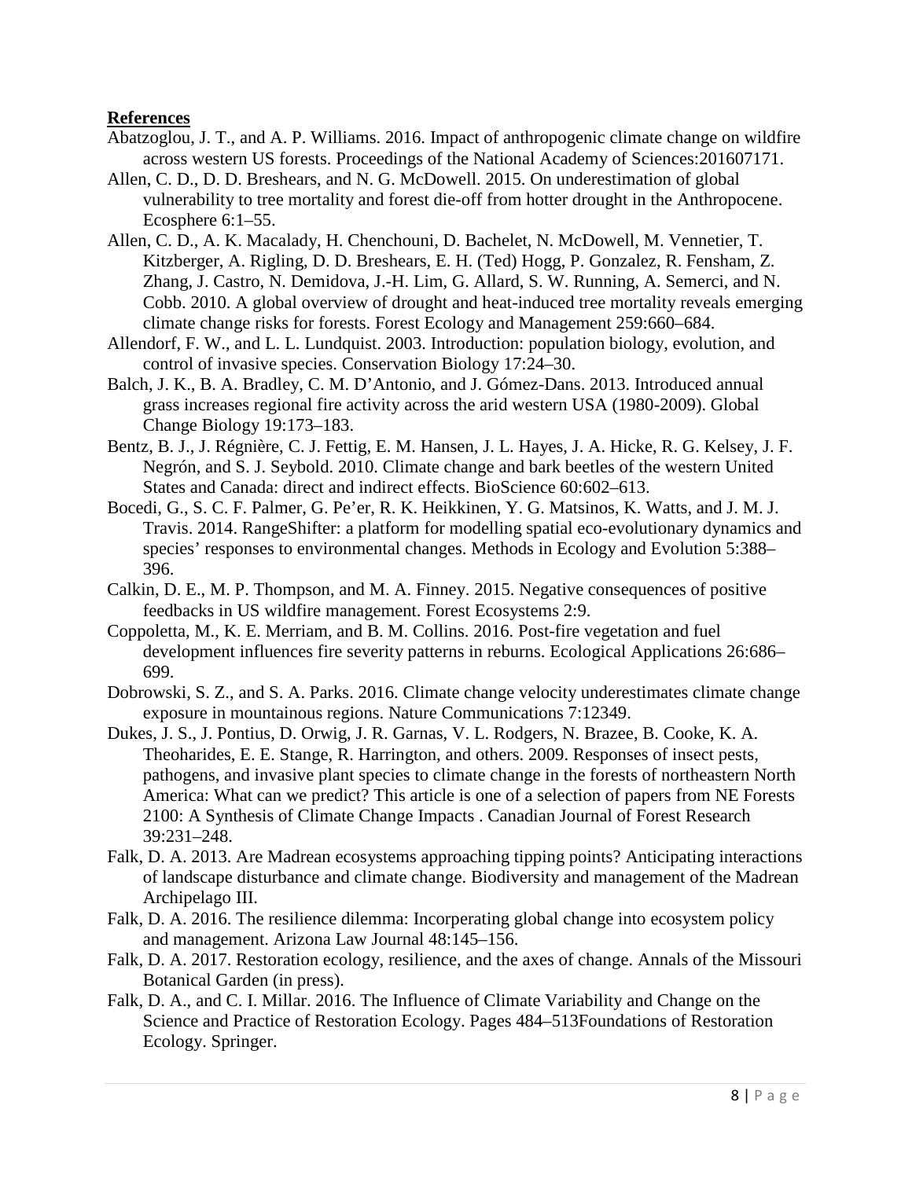**References**

Abatzoglou, J. T., and A. P. Williams. 2016. Impact of anthropogenic climate change on wildfire across western US forests. Proceedings of the National Academy of Sciences:201607171.

Allen, C. D., D. D. Breshears, and N. G. McDowell. 2015. On underestimation of global vulnerability to tree mortality and forest die-off from hotter drought in the Anthropocene. Ecosphere 6:1–55.

Allen, C. D., A. K. Macalady, H. Chenchouni, D. Bachelet, N. McDowell, M. Vennetier, T. Kitzberger, A. Rigling, D. D. Breshears, E. H. (Ted) Hogg, P. Gonzalez, R. Fensham, Z. Zhang, J. Castro, N. Demidova, J.-H. Lim, G. Allard, S. W. Running, A. Semerci, and N. Cobb. 2010. A global overview of drought and heat-induced tree mortality reveals emerging climate change risks for forests. Forest Ecology and Management 259:660–684.

Allendorf, F. W., and L. L. Lundquist. 2003. Introduction: population biology, evolution, and control of invasive species. Conservation Biology 17:24–30.

Balch, J. K., B. A. Bradley, C. M. D'Antonio, and J. Gómez-Dans. 2013. Introduced annual grass increases regional fire activity across the arid western USA (1980-2009). Global Change Biology 19:173–183.

Bentz, B. J., J. Régnière, C. J. Fettig, E. M. Hansen, J. L. Hayes, J. A. Hicke, R. G. Kelsey, J. F. Negrón, and S. J. Seybold. 2010. Climate change and bark beetles of the western United States and Canada: direct and indirect effects. BioScience 60:602–613.

Bocedi, G., S. C. F. Palmer, G. Pe'er, R. K. Heikkinen, Y. G. Matsinos, K. Watts, and J. M. J. Travis. 2014. RangeShifter: a platform for modelling spatial eco-evolutionary dynamics and species' responses to environmental changes. Methods in Ecology and Evolution 5:388–396.

Calkin, D. E., M. P. Thompson, and M. A. Finney. 2015. Negative consequences of positive feedbacks in US wildfire management. Forest Ecosystems 2:9.

Coppoletta, M., K. E. Merriam, and B. M. Collins. 2016. Post-fire vegetation and fuel development influences fire severity patterns in reburns. Ecological Applications 26:686–699.

Dobrowski, S. Z., and S. A. Parks. 2016. Climate change velocity underestimates climate change exposure in mountainous regions. Nature Communications 7:12349.

Dukes, J. S., J. Pontius, D. Orwig, J. R. Garnas, V. L. Rodgers, N. Brazee, B. Cooke, K. A. Theoharides, E. E. Stange, R. Harrington, and others. 2009. Responses of insect pests, pathogens, and invasive plant species to climate change in the forests of northeastern North America: What can we predict? This article is one of a selection of papers from NE Forests 2100: A Synthesis of Climate Change Impacts . Canadian Journal of Forest Research 39:231–248.

Falk, D. A. 2013. Are Madrean ecosystems approaching tipping points? Anticipating interactions of landscape disturbance and climate change. Biodiversity and management of the Madrean Archipelago III.

Falk, D. A. 2016. The resilience dilemma: Incorperating global change into ecosystem policy and management. Arizona Law Journal 48:145–156.

Falk, D. A. 2017. Restoration ecology, resilience, and the axes of change. Annals of the Missouri Botanical Garden (in press).

Falk, D. A., and C. I. Millar. 2016. The Influence of Climate Variability and Change on the Science and Practice of Restoration Ecology. Pages 484–513Foundations of Restoration Ecology. Springer.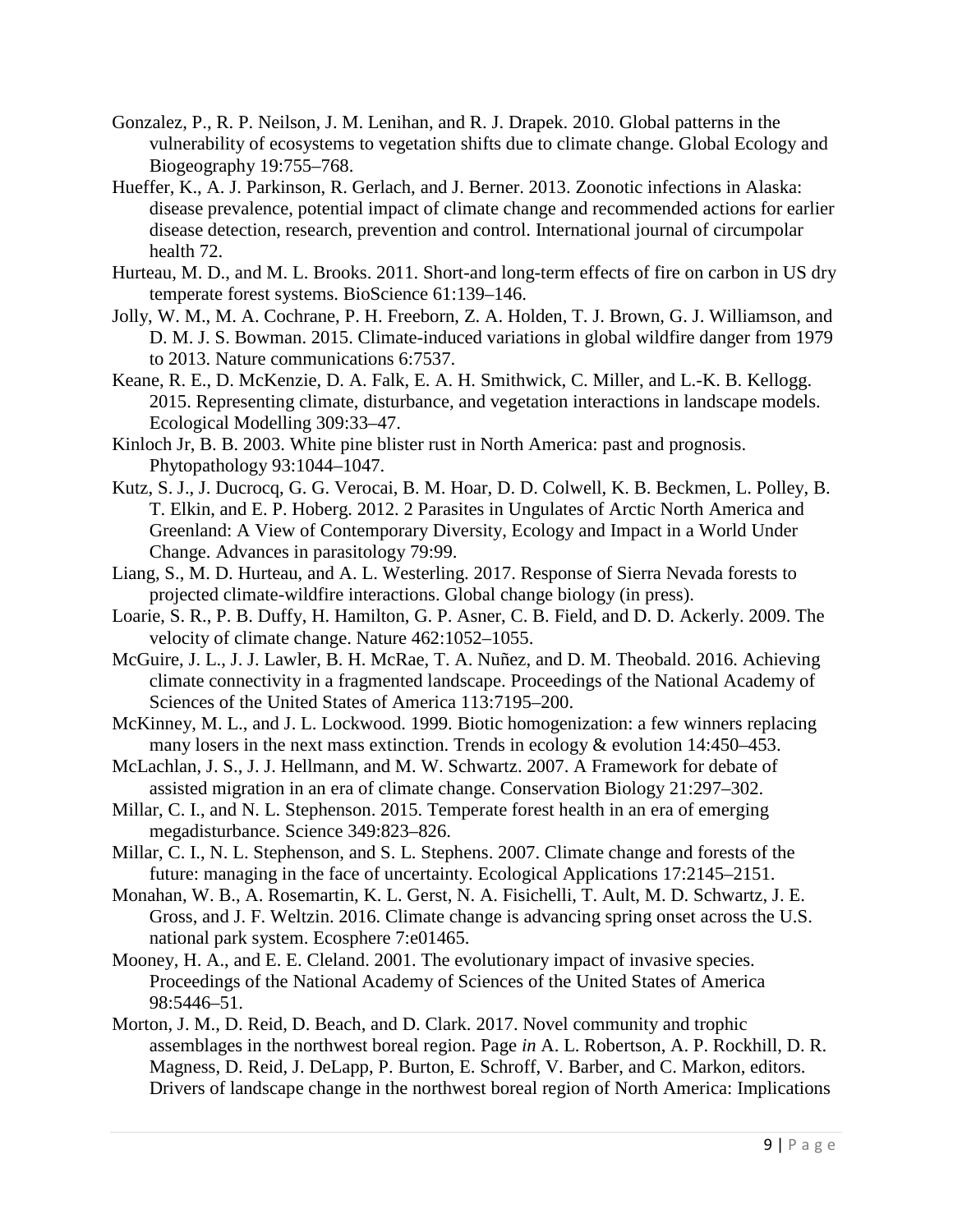Gonzalez, P., R. P. Neilson, J. M. Lenihan, and R. J. Drapek. 2010. Global patterns in the vulnerability of ecosystems to vegetation shifts due to climate change. Global Ecology and Biogeography 19:755–768.

Hueffer, K., A. J. Parkinson, R. Gerlach, and J. Berner. 2013. Zoonotic infections in Alaska: disease prevalence, potential impact of climate change and recommended actions for earlier disease detection, research, prevention and control. International journal of circumpolar health 72.

Hurteau, M. D., and M. L. Brooks. 2011. Short-and long-term effects of fire on carbon in US dry temperate forest systems. BioScience 61:139–146.

Jolly, W. M., M. A. Cochrane, P. H. Freeborn, Z. A. Holden, T. J. Brown, G. J. Williamson, and D. M. J. S. Bowman. 2015. Climate-induced variations in global wildfire danger from 1979 to 2013. Nature communications 6:7537.

Keane, R. E., D. McKenzie, D. A. Falk, E. A. H. Smithwick, C. Miller, and L.-K. B. Kellogg. 2015. Representing climate, disturbance, and vegetation interactions in landscape models. Ecological Modelling 309:33–47.

Kinloch Jr, B. B. 2003. White pine blister rust in North America: past and prognosis. Phytopathology 93:1044–1047.

Kutz, S. J., J. Ducrocq, G. G. Verocai, B. M. Hoar, D. D. Colwell, K. B. Beckmen, L. Polley, B. T. Elkin, and E. P. Hoberg. 2012. 2 Parasites in Ungulates of Arctic North America and Greenland: A View of Contemporary Diversity, Ecology and Impact in a World Under Change. Advances in parasitology 79:99.

Liang, S., M. D. Hurteau, and A. L. Westerling. 2017. Response of Sierra Nevada forests to projected climate-wildfire interactions. Global change biology (in press).

Loarie, S. R., P. B. Duffy, H. Hamilton, G. P. Asner, C. B. Field, and D. D. Ackerly. 2009. The velocity of climate change. Nature 462:1052–1055.

McGuire, J. L., J. J. Lawler, B. H. McRae, T. A. Nuñez, and D. M. Theobald. 2016. Achieving climate connectivity in a fragmented landscape. Proceedings of the National Academy of Sciences of the United States of America 113:7195–200.

McKinney, M. L., and J. L. Lockwood. 1999. Biotic homogenization: a few winners replacing many losers in the next mass extinction. Trends in ecology & evolution 14:450–453.

McLachlan, J. S., J. J. Hellmann, and M. W. Schwartz. 2007. A Framework for debate of assisted migration in an era of climate change. Conservation Biology 21:297–302.

Millar, C. I., and N. L. Stephenson. 2015. Temperate forest health in an era of emerging megadisturbance. Science 349:823–826.

Millar, C. I., N. L. Stephenson, and S. L. Stephens. 2007. Climate change and forests of the future: managing in the face of uncertainty. Ecological Applications 17:2145–2151.

Monahan, W. B., A. Rosemartin, K. L. Gerst, N. A. Fisichelli, T. Ault, M. D. Schwartz, J. E. Gross, and J. F. Weltzin. 2016. Climate change is advancing spring onset across the U.S. national park system. Ecosphere 7:e01465.

Mooney, H. A., and E. E. Cleland. 2001. The evolutionary impact of invasive species. Proceedings of the National Academy of Sciences of the United States of America 98:5446–51.

Morton, J. M., D. Reid, D. Beach, and D. Clark. 2017. Novel community and trophic assemblages in the northwest boreal region. Page *in* A. L. Robertson, A. P. Rockhill, D. R. Magness, D. Reid, J. DeLapp, P. Burton, E. Schroff, V. Barber, and C. Markon, editors. Drivers of landscape change in the northwest boreal region of North America: Implications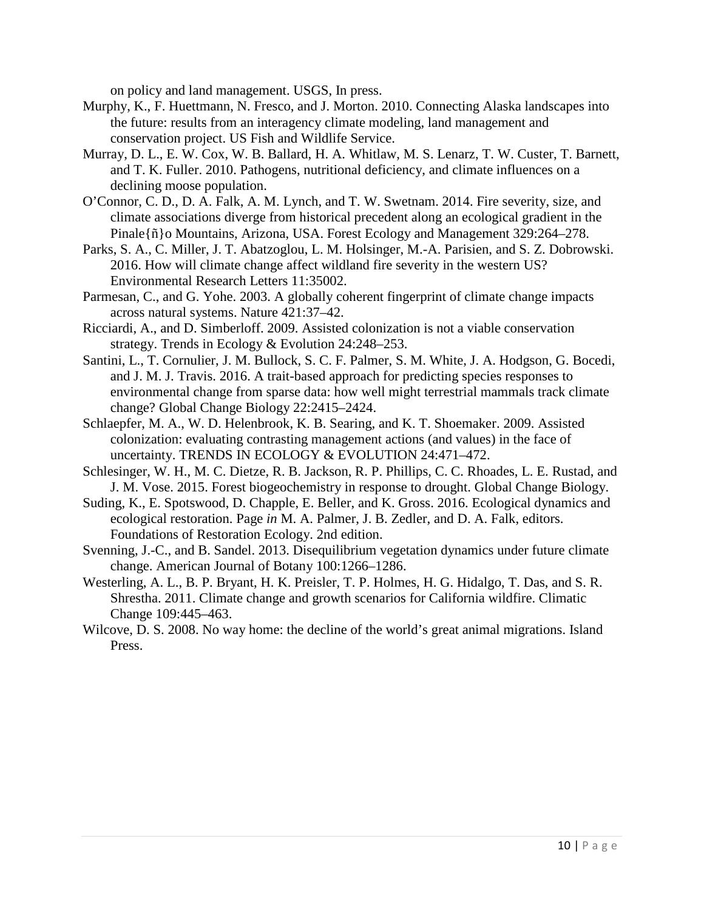on policy and land management. USGS, In press.

Murphy, K., F. Huettmann, N. Fresco, and J. Morton. 2010. Connecting Alaska landscapes into the future: results from an interagency climate modeling, land management and conservation project. US Fish and Wildlife Service.

Murray, D. L., E. W. Cox, W. B. Ballard, H. A. Whitlaw, M. S. Lenarz, T. W. Custer, T. Barnett, and T. K. Fuller. 2010. Pathogens, nutritional deficiency, and climate influences on a declining moose population.

O'Connor, C. D., D. A. Falk, A. M. Lynch, and T. W. Swetnam. 2014. Fire severity, size, and climate associations diverge from historical precedent along an ecological gradient in the Pinale{ñ}o Mountains, Arizona, USA. Forest Ecology and Management 329:264–278.

Parks, S. A., C. Miller, J. T. Abatzoglou, L. M. Holsinger, M.-A. Parisien, and S. Z. Dobrowski. 2016. How will climate change affect wildland fire severity in the western US? Environmental Research Letters 11:35002.

Parmesan, C., and G. Yohe. 2003. A globally coherent fingerprint of climate change impacts across natural systems. Nature 421:37–42.

Ricciardi, A., and D. Simberloff. 2009. Assisted colonization is not a viable conservation strategy. Trends in Ecology & Evolution 24:248–253.

Santini, L., T. Cornulier, J. M. Bullock, S. C. F. Palmer, S. M. White, J. A. Hodgson, G. Bocedi, and J. M. J. Travis. 2016. A trait-based approach for predicting species responses to environmental change from sparse data: how well might terrestrial mammals track climate change? Global Change Biology 22:2415–2424.

Schlaepfer, M. A., W. D. Helenbrook, K. B. Searing, and K. T. Shoemaker. 2009. Assisted colonization: evaluating contrasting management actions (and values) in the face of uncertainty. TRENDS IN ECOLOGY & EVOLUTION 24:471–472.

Schlesinger, W. H., M. C. Dietze, R. B. Jackson, R. P. Phillips, C. C. Rhoades, L. E. Rustad, and J. M. Vose. 2015. Forest biogeochemistry in response to drought. Global Change Biology.

Suding, K., E. Spotswood, D. Chapple, E. Beller, and K. Gross. 2016. Ecological dynamics and ecological restoration. Page *in* M. A. Palmer, J. B. Zedler, and D. A. Falk, editors. Foundations of Restoration Ecology. 2nd edition.

Svenning, J.-C., and B. Sandel. 2013. Disequilibrium vegetation dynamics under future climate change. American Journal of Botany 100:1266–1286.

Westerling, A. L., B. P. Bryant, H. K. Preisler, T. P. Holmes, H. G. Hidalgo, T. Das, and S. R. Shrestha. 2011. Climate change and growth scenarios for California wildfire. Climatic Change 109:445–463.

Wilcove, D. S. 2008. No way home: the decline of the world's great animal migrations. Island Press.